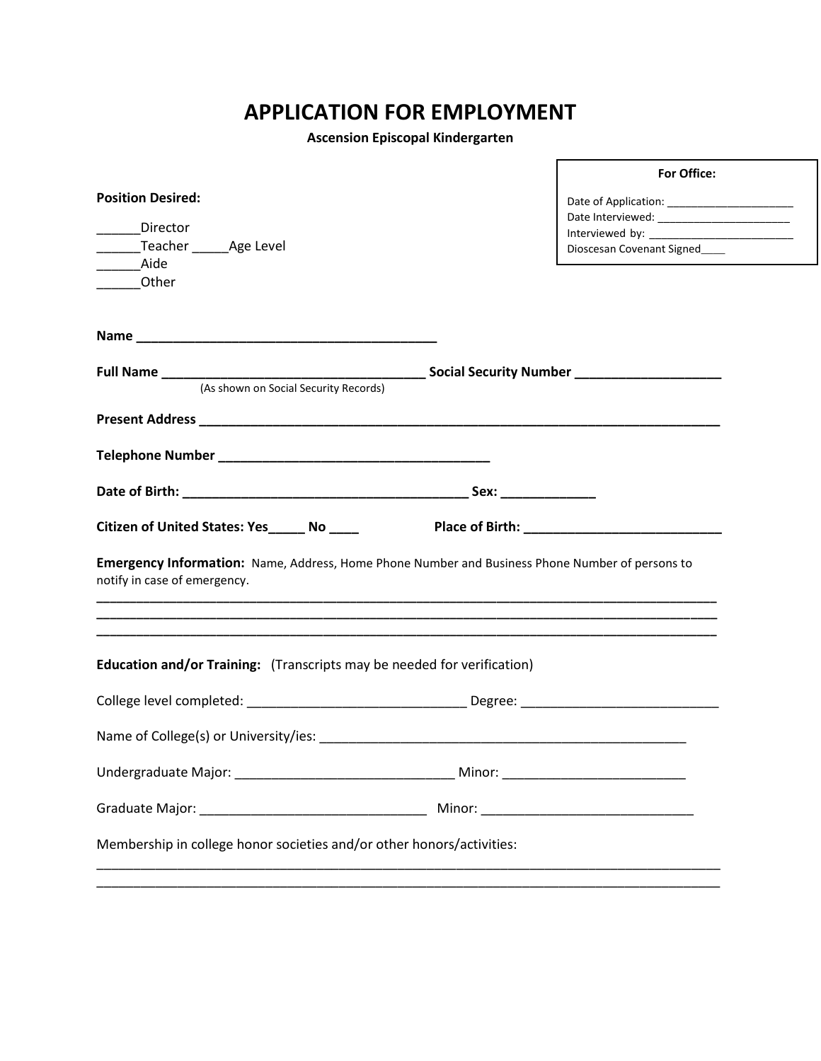# APPLICATION FOR EMPLOYMENT

**Ascension Episcopal Kindergarten**

**For Office:**

Date of Application: ______________________
Date Interviewed: ______________________
Interviewed by: ________________________
Dioscesan Covenant Signed____

**Position Desired:**

______Director
______Teacher _____Age Level
______Aide
______Other

**Name _________________________________________**

**Full Name ___________________________________ Social Security Number ___________________**
(As shown on Social Security Records)

**Present Address ________________________________________________________________________**

**Telephone Number _____________________________________**

**Date of Birth: _______________________________________ Sex: _____________**

**Citizen of United States: Yes_____ No ____** **Place of Birth: ___________________________**

**Emergency Information:** Name, Address, Home Phone Number and Business Phone Number of persons to notify in case of emergency.

__________________________________________________________________________________________
__________________________________________________________________________________________
__________________________________________________________________________________________

**Education and/or Training:** (Transcripts may be needed for verification)

College level completed: ______________________________ Degree: ___________________________

Name of College(s) or University/ies: ___________________________________________________

Undergraduate Major: ______________________________ Minor: _________________________

Graduate Major: _______________________________ Minor: _____________________________

Membership in college honor societies and/or other honors/activities:

__________________________________________________________________________________________
__________________________________________________________________________________________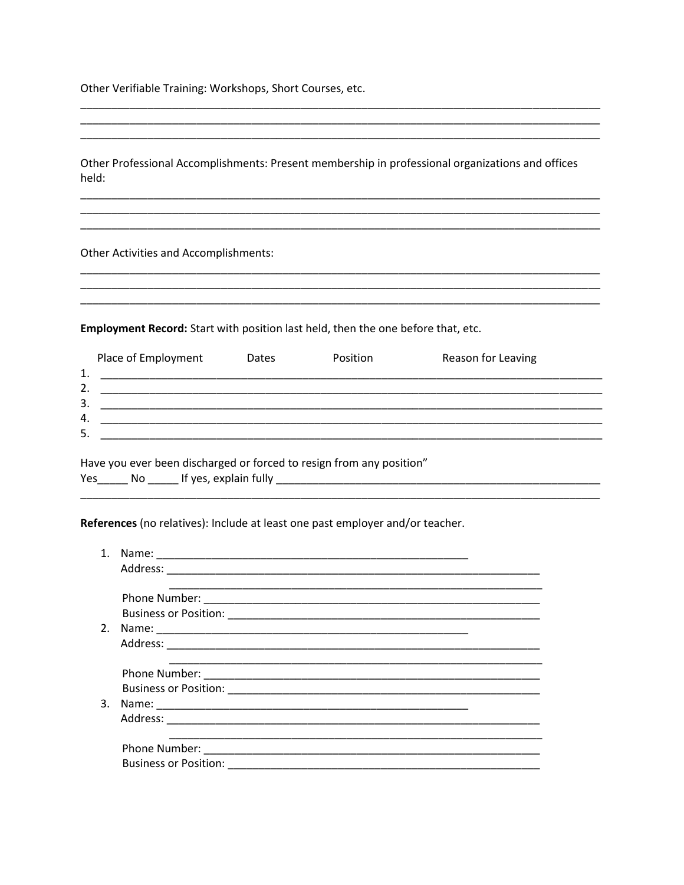Other Verifiable Training: Workshops, Short Courses, etc.

_______________________________________________________________________________________
_______________________________________________________________________________________
_______________________________________________________________________________________

Other Professional Accomplishments: Present membership in professional organizations and offices held:

_______________________________________________________________________________________
_______________________________________________________________________________________
_______________________________________________________________________________________

Other Activities and Accomplishments:

_______________________________________________________________________________________
_______________________________________________________________________________________
_______________________________________________________________________________________

**Employment Record:** Start with position last held, then the one before that, etc.

| | Place of Employment | Dates | Position | Reason for Leaving |
|---|---|---|---|---|
| 1. | | | | |
| 2. | | | | |
| 3. | | | | |
| 4. | | | | |
| 5. | | | | |

Have you ever been discharged or forced to resign from any position"
Yes_____ No _____ If yes, explain fully _______________________________________________________
_______________________________________________________________________________________

**References** (no relatives): Include at least one past employer and/or teacher.

1. Name: ____________________________________________________
   Address: ____________________________________________________________
   ____________________________________________________________
   Phone Number: ______________________________________________________
   Business or Position: _________________________________________________
2. Name: ____________________________________________________
   Address: ____________________________________________________________
   ____________________________________________________________
   Phone Number: ______________________________________________________
   Business or Position: _________________________________________________
3. Name: ____________________________________________________
   Address: ____________________________________________________________
   ____________________________________________________________
   Phone Number: ______________________________________________________
   Business or Position: _________________________________________________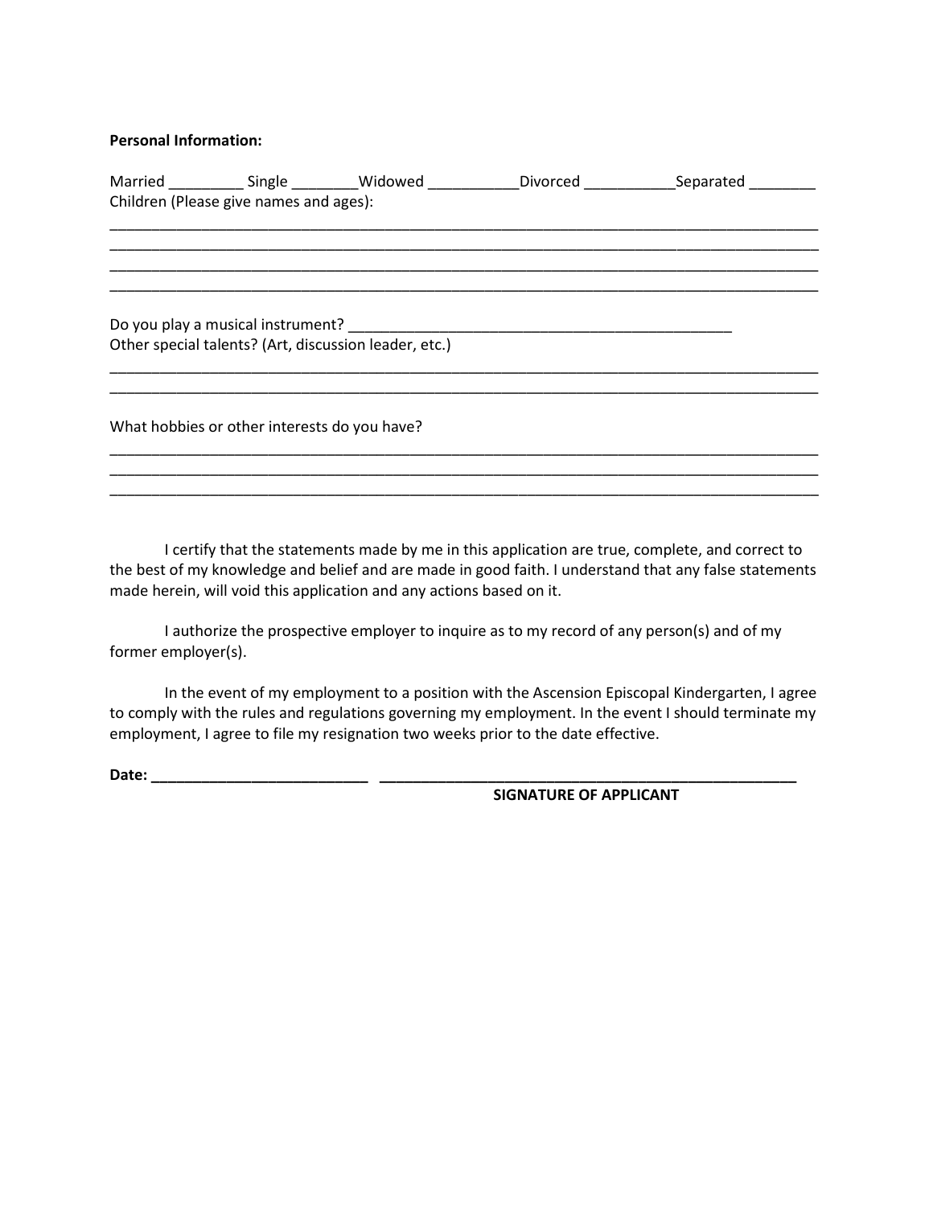**Personal Information:**

Married _________ Single ________Widowed ___________Divorced ___________Separated ________
Children (Please give names and ages):

_______________________________________________________________________________________
_______________________________________________________________________________________
_______________________________________________________________________________________
_______________________________________________________________________________________

Do you play a musical instrument? _______________________________________________
Other special talents? (Art, discussion leader, etc.)

_______________________________________________________________________________________
_______________________________________________________________________________________

What hobbies or other interests do you have?

_______________________________________________________________________________________
_______________________________________________________________________________________
_______________________________________________________________________________________

I certify that the statements made by me in this application are true, complete, and correct to the best of my knowledge and belief and are made in good faith. I understand that any false statements made herein, will void this application and any actions based on it.

I authorize the prospective employer to inquire as to my record of any person(s) and of my former employer(s).

In the event of my employment to a position with the Ascension Episcopal Kindergarten, I agree to comply with the rules and regulations governing my employment. In the event I should terminate my employment, I agree to file my resignation two weeks prior to the date effective.

**Date: __________________________** **____________________________________________________**
**SIGNATURE OF APPLICANT**